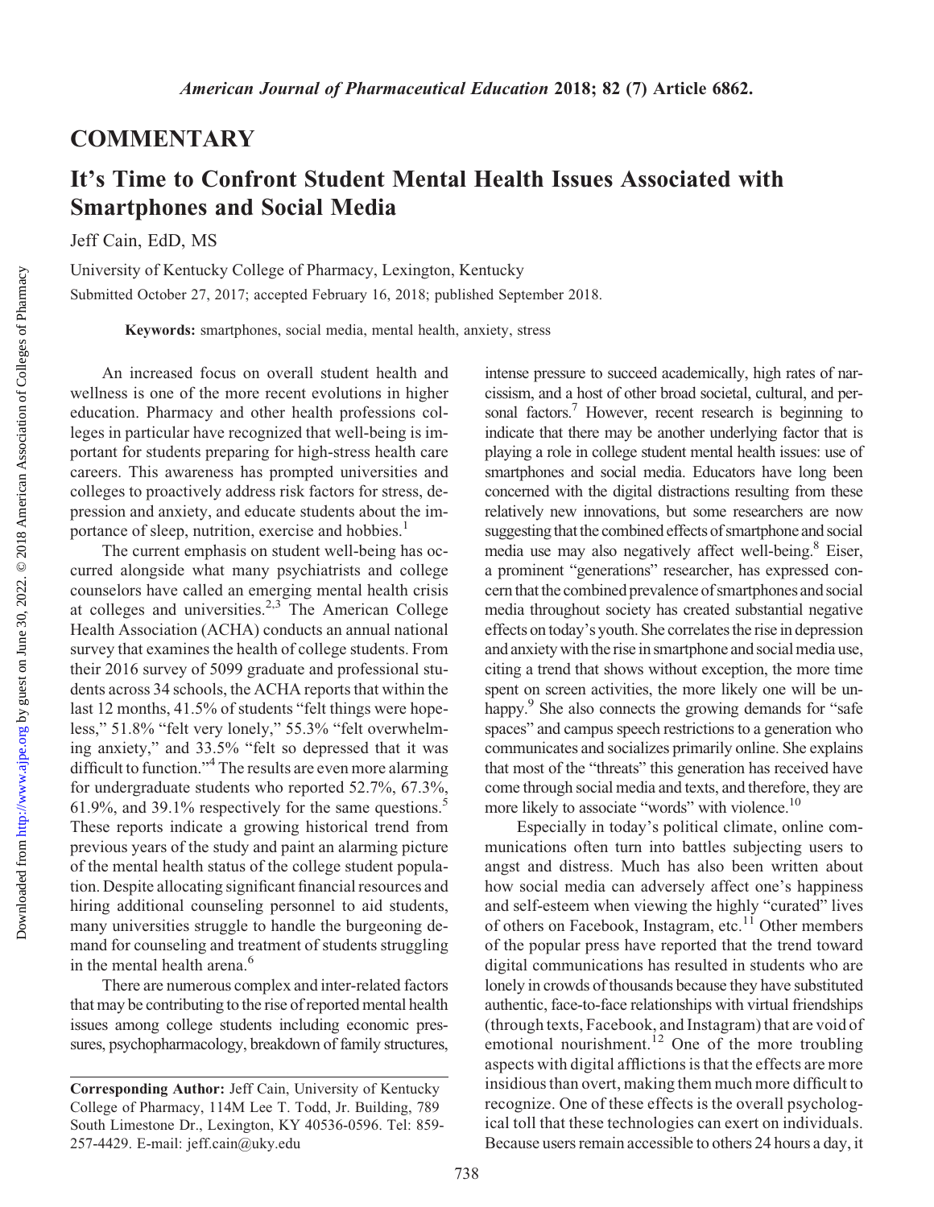## COMMENTARY

# It's Time to Confront Student Mental Health Issues Associated with Smartphones and Social Media

Jeff Cain, EdD, MS

University of Kentucky College of Pharmacy, Lexington, Kentucky

Submitted October 27, 2017; accepted February 16, 2018; published September 2018.

**Keywords:** smartphones, social media, mental health, anxiety, stress

An increased focus on overall student health and wellness is one of the more recent evolutions in higher education. Pharmacy and other health professions colleges in particular have recognized that well-being is important for students preparing for high-stress health care careers. This awareness has prompted universities and colleges to proactively address risk factors for stress, depression and anxiety, and educate students about the importance of sleep, nutrition, exercise and hobbies.[1]

The current emphasis on student well-being has occurred alongside what many psychiatrists and college counselors have called an emerging mental health crisis at colleges and universities.[2,3] The American College Health Association (ACHA) conducts an annual national survey that examines the health of college students. From their 2016 survey of 5099 graduate and professional students across 34 schools, the ACHA reports that within the last 12 months, 41.5% of students "felt things were hopeless," 51.8% "felt very lonely," 55.3% "felt overwhelming anxiety," and 33.5% "felt so depressed that it was difficult to function."[4] The results are even more alarming for undergraduate students who reported 52.7%, 67.3%, 61.9%, and 39.1% respectively for the same questions.[5] These reports indicate a growing historical trend from previous years of the study and paint an alarming picture of the mental health status of the college student population. Despite allocating significant financial resources and hiring additional counseling personnel to aid students, many universities struggle to handle the burgeoning demand for counseling and treatment of students struggling in the mental health arena.[6]

There are numerous complex and inter-related factors that may be contributing to the rise of reported mental health issues among college students including economic pressures, psychopharmacology, breakdown of family structures, intense pressure to succeed academically, high rates of narcissism, and a host of other broad societal, cultural, and personal factors.[7] However, recent research is beginning to indicate that there may be another underlying factor that is playing a role in college student mental health issues: use of smartphones and social media. Educators have long been concerned with the digital distractions resulting from these relatively new innovations, but some researchers are now suggesting that the combined effects of smartphone and social media use may also negatively affect well-being.[8] Eiser, a prominent "generations" researcher, has expressed concern that the combined prevalence of smartphones and social media throughout society has created substantial negative effects on today's youth. She correlates the rise in depression and anxiety with the rise in smartphone and social media use, citing a trend that shows without exception, the more time spent on screen activities, the more likely one will be unhappy.[9] She also connects the growing demands for "safe spaces" and campus speech restrictions to a generation who communicates and socializes primarily online. She explains that most of the "threats" this generation has received have come through social media and texts, and therefore, they are more likely to associate "words" with violence.[10]

Especially in today's political climate, online communications often turn into battles subjecting users to angst and distress. Much has also been written about how social media can adversely affect one's happiness and self-esteem when viewing the highly "curated" lives of others on Facebook, Instagram, etc.[11] Other members of the popular press have reported that the trend toward digital communications has resulted in students who are lonely in crowds of thousands because they have substituted authentic, face-to-face relationships with virtual friendships (through texts, Facebook, and Instagram) that are void of emotional nourishment.[12] One of the more troubling aspects with digital afflictions is that the effects are more insidious than overt, making them much more difficult to recognize. One of these effects is the overall psychological toll that these technologies can exert on individuals. Because users remain accessible to others 24 hours a day, it

**Corresponding Author:** Jeff Cain, University of Kentucky College of Pharmacy, 114M Lee T. Todd, Jr. Building, 789 South Limestone Dr., Lexington, KY 40536-0596. Tel: 859-257-4429. E-mail: jeff.cain@uky.edu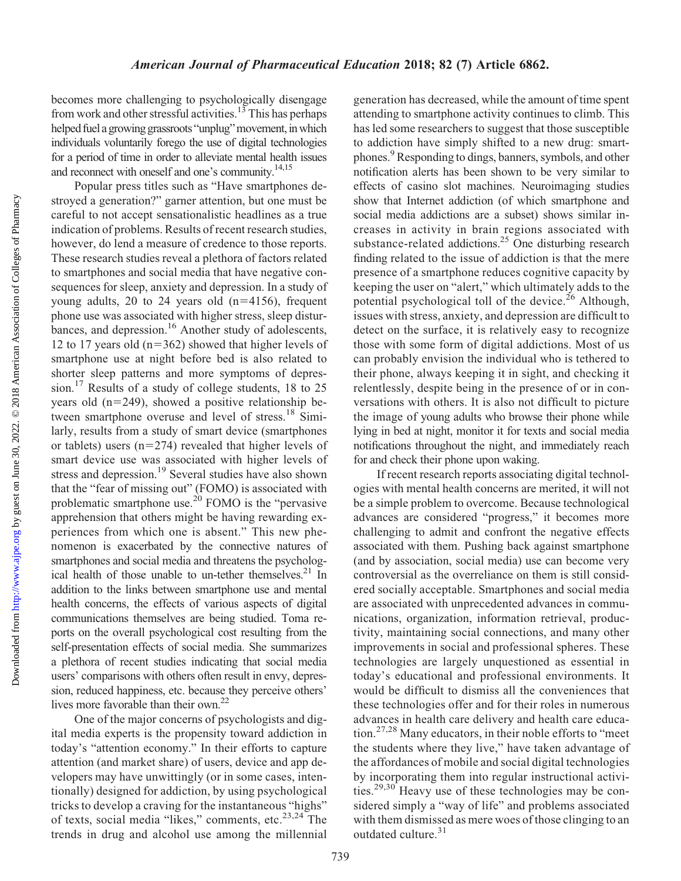becomes more challenging to psychologically disengage from work and other stressful activities.[13] This has perhaps helped fuel a growing grassroots "unplug" movement, in which individuals voluntarily forego the use of digital technologies for a period of time in order to alleviate mental health issues and reconnect with oneself and one's community.[14,15]

Popular press titles such as "Have smartphones destroyed a generation?" garner attention, but one must be careful to not accept sensationalistic headlines as a true indication of problems. Results of recent research studies, however, do lend a measure of credence to those reports. These research studies reveal a plethora of factors related to smartphones and social media that have negative consequences for sleep, anxiety and depression. In a study of young adults, 20 to 24 years old (n=4156), frequent phone use was associated with higher stress, sleep disturbances, and depression.[16] Another study of adolescents, 12 to 17 years old (n=362) showed that higher levels of smartphone use at night before bed is also related to shorter sleep patterns and more symptoms of depression.[17] Results of a study of college students, 18 to 25 years old (n=249), showed a positive relationship between smartphone overuse and level of stress.[18] Similarly, results from a study of smart device (smartphones or tablets) users (n=274) revealed that higher levels of smart device use was associated with higher levels of stress and depression.[19] Several studies have also shown that the "fear of missing out" (FOMO) is associated with problematic smartphone use.[20] FOMO is the "pervasive apprehension that others might be having rewarding experiences from which one is absent." This new phenomenon is exacerbated by the connective natures of smartphones and social media and threatens the psychological health of those unable to un-tether themselves.[21] In addition to the links between smartphone use and mental health concerns, the effects of various aspects of digital communications themselves are being studied. Toma reports on the overall psychological cost resulting from the self-presentation effects of social media. She summarizes a plethora of recent studies indicating that social media users' comparisons with others often result in envy, depression, reduced happiness, etc. because they perceive others' lives more favorable than their own.[22]

One of the major concerns of psychologists and digital media experts is the propensity toward addiction in today's "attention economy." In their efforts to capture attention (and market share) of users, device and app developers may have unwittingly (or in some cases, intentionally) designed for addiction, by using psychological tricks to develop a craving for the instantaneous "highs" of texts, social media "likes," comments, etc.[23,24] The trends in drug and alcohol use among the millennial generation has decreased, while the amount of time spent attending to smartphone activity continues to climb. This has led some researchers to suggest that those susceptible to addiction have simply shifted to a new drug: smartphones.[9] Responding to dings, banners, symbols, and other notification alerts has been shown to be very similar to effects of casino slot machines. Neuroimaging studies show that Internet addiction (of which smartphone and social media addictions are a subset) shows similar increases in activity in brain regions associated with substance-related addictions.[25] One disturbing research finding related to the issue of addiction is that the mere presence of a smartphone reduces cognitive capacity by keeping the user on "alert," which ultimately adds to the potential psychological toll of the device.[26] Although, issues with stress, anxiety, and depression are difficult to detect on the surface, it is relatively easy to recognize those with some form of digital addictions. Most of us can probably envision the individual who is tethered to their phone, always keeping it in sight, and checking it relentlessly, despite being in the presence of or in conversations with others. It is also not difficult to picture the image of young adults who browse their phone while lying in bed at night, monitor it for texts and social media notifications throughout the night, and immediately reach for and check their phone upon waking.

If recent research reports associating digital technologies with mental health concerns are merited, it will not be a simple problem to overcome. Because technological advances are considered "progress," it becomes more challenging to admit and confront the negative effects associated with them. Pushing back against smartphone (and by association, social media) use can become very controversial as the overreliance on them is still considered socially acceptable. Smartphones and social media are associated with unprecedented advances in communications, organization, information retrieval, productivity, maintaining social connections, and many other improvements in social and professional spheres. These technologies are largely unquestioned as essential in today's educational and professional environments. It would be difficult to dismiss all the conveniences that these technologies offer and for their roles in numerous advances in health care delivery and health care education.[27,28] Many educators, in their noble efforts to "meet the students where they live," have taken advantage of the affordances of mobile and social digital technologies by incorporating them into regular instructional activities.[29,30] Heavy use of these technologies may be considered simply a "way of life" and problems associated with them dismissed as mere woes of those clinging to an outdated culture.[31]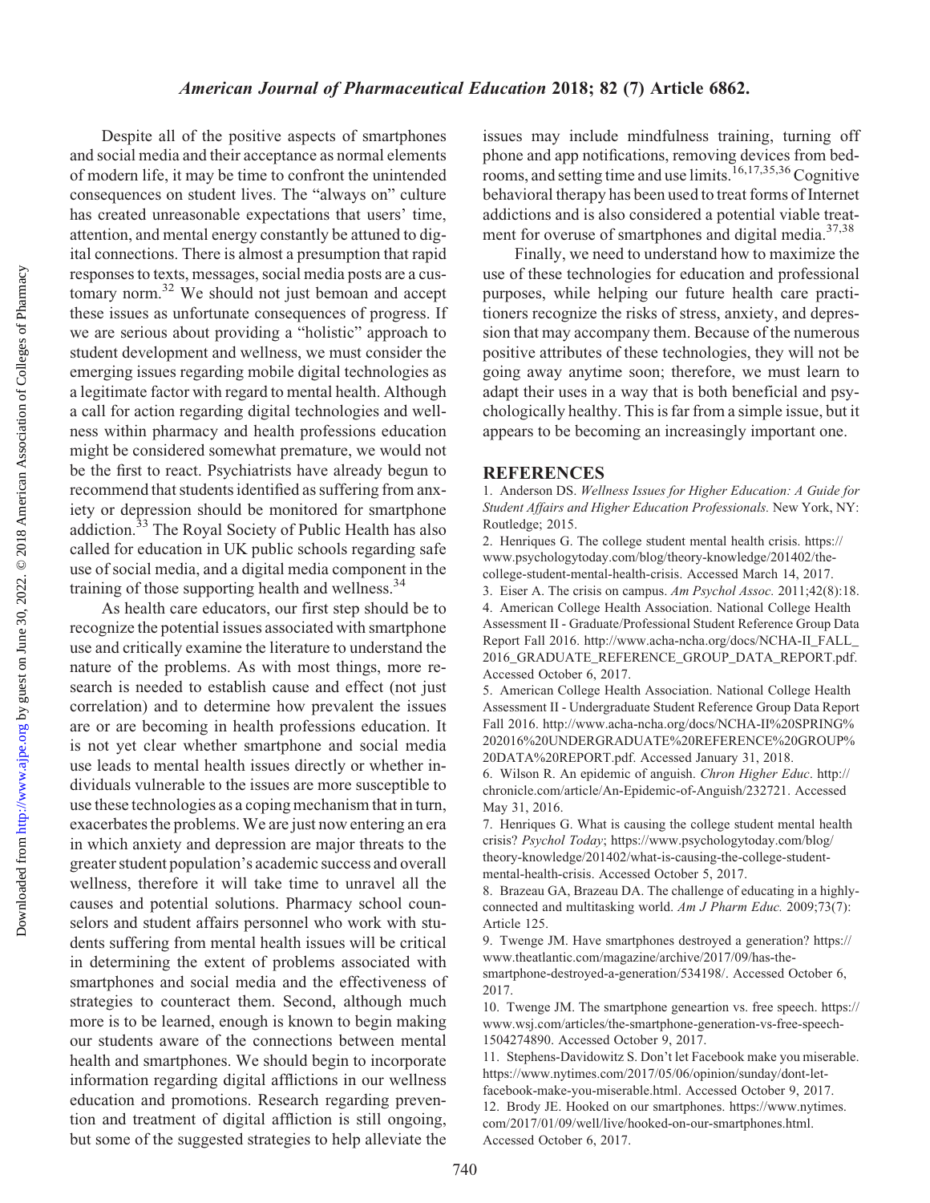Despite all of the positive aspects of smartphones and social media and their acceptance as normal elements of modern life, it may be time to confront the unintended consequences on student lives. The "always on" culture has created unreasonable expectations that users' time, attention, and mental energy constantly be attuned to digital connections. There is almost a presumption that rapid responses to texts, messages, social media posts are a customary norm.[32] We should not just bemoan and accept these issues as unfortunate consequences of progress. If we are serious about providing a "holistic" approach to student development and wellness, we must consider the emerging issues regarding mobile digital technologies as a legitimate factor with regard to mental health. Although a call for action regarding digital technologies and wellness within pharmacy and health professions education might be considered somewhat premature, we would not be the first to react. Psychiatrists have already begun to recommend that students identified as suffering from anxiety or depression should be monitored for smartphone addiction.[33] The Royal Society of Public Health has also called for education in UK public schools regarding safe use of social media, and a digital media component in the training of those supporting health and wellness.[34]

As health care educators, our first step should be to recognize the potential issues associated with smartphone use and critically examine the literature to understand the nature of the problems. As with most things, more research is needed to establish cause and effect (not just correlation) and to determine how prevalent the issues are or are becoming in health professions education. It is not yet clear whether smartphone and social media use leads to mental health issues directly or whether individuals vulnerable to the issues are more susceptible to use these technologies as a coping mechanism that in turn, exacerbates the problems. We are just now entering an era in which anxiety and depression are major threats to the greater student population's academic success and overall wellness, therefore it will take time to unravel all the causes and potential solutions. Pharmacy school counselors and student affairs personnel who work with students suffering from mental health issues will be critical in determining the extent of problems associated with smartphones and social media and the effectiveness of strategies to counteract them. Second, although much more is to be learned, enough is known to begin making our students aware of the connections between mental health and smartphones. We should begin to incorporate information regarding digital afflictions in our wellness education and promotions. Research regarding prevention and treatment of digital affliction is still ongoing, but some of the suggested strategies to help alleviate the issues may include mindfulness training, turning off phone and app notifications, removing devices from bedrooms, and setting time and use limits.[16,17,35,36] Cognitive behavioral therapy has been used to treat forms of Internet addictions and is also considered a potential viable treatment for overuse of smartphones and digital media.[37,38]

Finally, we need to understand how to maximize the use of these technologies for education and professional purposes, while helping our future health care practitioners recognize the risks of stress, anxiety, and depression that may accompany them. Because of the numerous positive attributes of these technologies, they will not be going away anytime soon; therefore, we must learn to adapt their uses in a way that is both beneficial and psychologically healthy. This is far from a simple issue, but it appears to be becoming an increasingly important one.

## REFERENCES

1. Anderson DS. *Wellness Issues for Higher Education: A Guide for Student Affairs and Higher Education Professionals.* New York, NY: Routledge; 2015.
2. Henriques G. The college student mental health crisis. https://www.psychologytoday.com/blog/theory-knowledge/201402/the-college-student-mental-health-crisis. Accessed March 14, 2017.
3. Eiser A. The crisis on campus. *Am Psychol Assoc.* 2011;42(8):18.
4. American College Health Association. National College Health Assessment II - Graduate/Professional Student Reference Group Data Report Fall 2016. http://www.acha-ncha.org/docs/NCHA-II_FALL_2016_GRADUATE_REFERENCE_GROUP_DATA_REPORT.pdf. Accessed October 6, 2017.
5. American College Health Association. National College Health Assessment II - Undergraduate Student Reference Group Data Report Fall 2016. http://www.acha-ncha.org/docs/NCHA-II%20SPRING%202016%20UNDERGRADUATE%20REFERENCE%20GROUP%20DATA%20REPORT.pdf. Accessed January 31, 2018.
6. Wilson R. An epidemic of anguish. *Chron Higher Educ*. http://chronicle.com/article/An-Epidemic-of-Anguish/232721. Accessed May 31, 2016.
7. Henriques G. What is causing the college student mental health crisis? *Psychol Today*; https://www.psychologytoday.com/blog/theory-knowledge/201402/what-is-causing-the-college-student-mental-health-crisis. Accessed October 5, 2017.
8. Brazeau GA, Brazeau DA. The challenge of educating in a highly-connected and multitasking world. *Am J Pharm Educ.* 2009;73(7): Article 125.
9. Twenge JM. Have smartphones destroyed a generation? https://www.theatlantic.com/magazine/archive/2017/09/has-the-smartphone-destroyed-a-generation/534198/. Accessed October 6, 2017.
10. Twenge JM. The smartphone geneartion vs. free speech. https://www.wsj.com/articles/the-smartphone-generation-vs-free-speech-1504274890. Accessed October 9, 2017.
11. Stephens-Davidowitz S. Don't let Facebook make you miserable. https://www.nytimes.com/2017/05/06/opinion/sunday/dont-let-facebook-make-you-miserable.html. Accessed October 9, 2017.
12. Brody JE. Hooked on our smartphones. https://www.nytimes.com/2017/01/09/well/live/hooked-on-our-smartphones.html. Accessed October 6, 2017.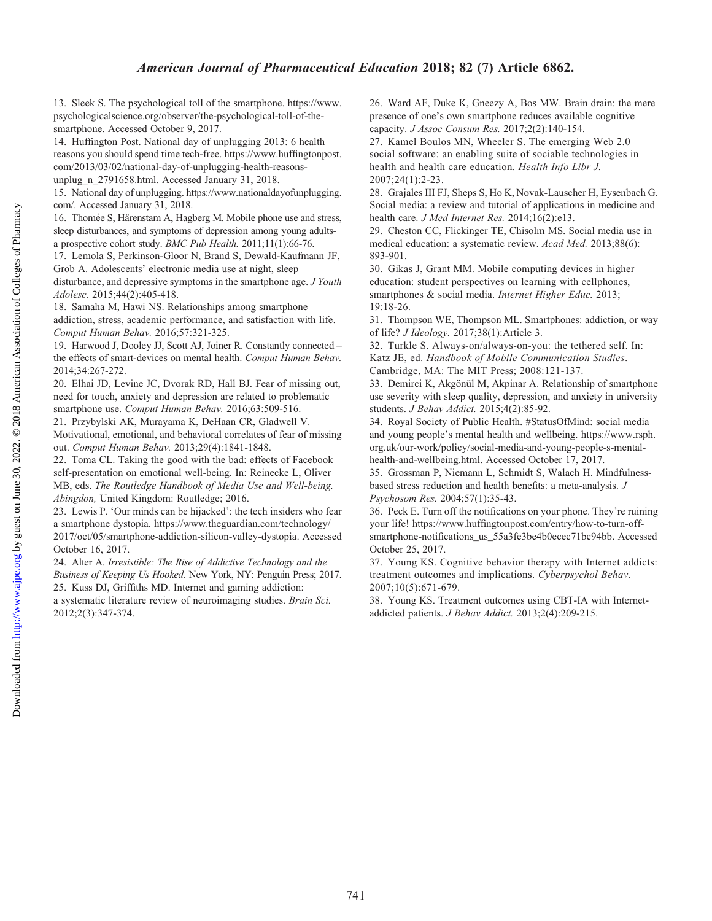13. Sleek S. The psychological toll of the smartphone. https://www.psychologicalscience.org/observer/the-psychological-toll-of-the-smartphone. Accessed October 9, 2017.

14. Huffington Post. National day of unplugging 2013: 6 health reasons you should spend time tech-free. https://www.huffingtonpost.com/2013/03/02/national-day-of-unplugging-health-reasons-unplug_n_2791658.html. Accessed January 31, 2018.

15. National day of unplugging. https://www.nationaldayofunplugging.com/. Accessed January 31, 2018.

16. Thomée S, Härenstam A, Hagberg M. Mobile phone use and stress, sleep disturbances, and symptoms of depression among young adults-a prospective cohort study. *BMC Pub Health.* 2011;11(1):66-76.

17. Lemola S, Perkinson-Gloor N, Brand S, Dewald-Kaufmann JF, Grob A. Adolescents' electronic media use at night, sleep disturbance, and depressive symptoms in the smartphone age. *J Youth Adolesc.* 2015;44(2):405-418.

18. Samaha M, Hawi NS. Relationships among smartphone addiction, stress, academic performance, and satisfaction with life. *Comput Human Behav.* 2016;57:321-325.

19. Harwood J, Dooley JJ, Scott AJ, Joiner R. Constantly connected – the effects of smart-devices on mental health. *Comput Human Behav.* 2014;34:267-272.

20. Elhai JD, Levine JC, Dvorak RD, Hall BJ. Fear of missing out, need for touch, anxiety and depression are related to problematic smartphone use. *Comput Human Behav.* 2016;63:509-516.

21. Przybylski AK, Murayama K, DeHaan CR, Gladwell V. Motivational, emotional, and behavioral correlates of fear of missing out. *Comput Human Behav.* 2013;29(4):1841-1848.

22. Toma CL. Taking the good with the bad: effects of Facebook self-presentation on emotional well-being. In: Reinecke L, Oliver MB, eds. *The Routledge Handbook of Media Use and Well-being. Abingdon,* United Kingdom: Routledge; 2016.

23. Lewis P. 'Our minds can be hijacked': the tech insiders who fear a smartphone dystopia. https://www.theguardian.com/technology/2017/oct/05/smartphone-addiction-silicon-valley-dystopia. Accessed October 16, 2017.

24. Alter A. *Irresistible: The Rise of Addictive Technology and the Business of Keeping Us Hooked.* New York, NY: Penguin Press; 2017.

25. Kuss DJ, Griffiths MD. Internet and gaming addiction: a systematic literature review of neuroimaging studies. *Brain Sci.* 2012;2(3):347-374.

26. Ward AF, Duke K, Gneezy A, Bos MW. Brain drain: the mere presence of one's own smartphone reduces available cognitive capacity. *J Assoc Consum Res.* 2017;2(2):140-154.

27. Kamel Boulos MN, Wheeler S. The emerging Web 2.0 social software: an enabling suite of sociable technologies in health and health care education. *Health Info Libr J.* 2007;24(1):2-23.

28. Grajales III FJ, Sheps S, Ho K, Novak-Lauscher H, Eysenbach G. Social media: a review and tutorial of applications in medicine and health care. *J Med Internet Res.* 2014;16(2):e13.

29. Cheston CC, Flickinger TE, Chisolm MS. Social media use in medical education: a systematic review. *Acad Med.* 2013;88(6):893-901.

30. Gikas J, Grant MM. Mobile computing devices in higher education: student perspectives on learning with cellphones, smartphones & social media. *Internet Higher Educ.* 2013;19:18-26.

31. Thompson WE, Thompson ML. Smartphones: addiction, or way of life? *J Ideology.* 2017;38(1):Article 3.

32. Turkle S. Always-on/always-on-you: the tethered self. In: Katz JE, ed. *Handbook of Mobile Communication Studies*. Cambridge, MA: The MIT Press; 2008:121-137.

33. Demirci K, Akgönül M, Akpinar A. Relationship of smartphone use severity with sleep quality, depression, and anxiety in university students. *J Behav Addict.* 2015;4(2):85-92.

34. Royal Society of Public Health. #StatusOfMind: social media and young people's mental health and wellbeing. https://www.rsph.org.uk/our-work/policy/social-media-and-young-people-s-mental-health-and-wellbeing.html. Accessed October 17, 2017.

35. Grossman P, Niemann L, Schmidt S, Walach H. Mindfulness-based stress reduction and health benefits: a meta-analysis. *J Psychosom Res.* 2004;57(1):35-43.

36. Peck E. Turn off the notifications on your phone. They're ruining your life! https://www.huffingtonpost.com/entry/how-to-turn-off-smartphone-notifications_us_55a3fe3be4b0ecec71bc94bb. Accessed October 25, 2017.

37. Young KS. Cognitive behavior therapy with Internet addicts: treatment outcomes and implications. *Cyberpsychol Behav.* 2007;10(5):671-679.

38. Young KS. Treatment outcomes using CBT-IA with Internet-addicted patients. *J Behav Addict.* 2013;2(4):209-215.